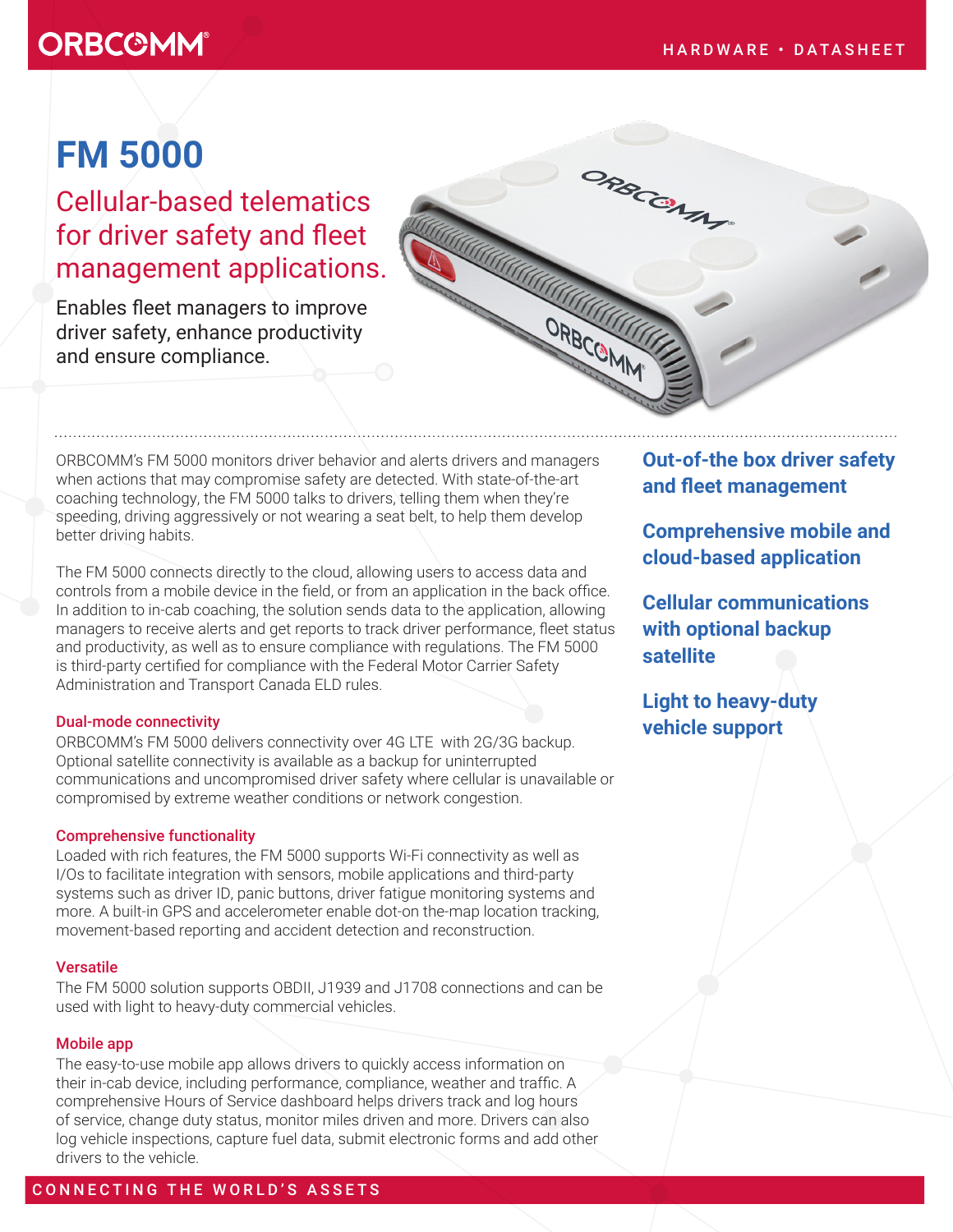# FM 5000

## Cellular-based telematics for driver safety and fleet management applications.

Enables fleet managers to improve driver safety, enhance productivity and ensure compliance.

ORBCOMM's FM 5000 monitors driver behavior and alerts drivers and managers when actions that may compromise safety are detected. With state-of-the-art coaching technology, the FM 5000 talks to drivers, telling them when they're speeding, driving aggressively or not wearing a seat belt, to help them develop better driving habits.

The FM 5000 connects directly to the cloud, allowing users to access data and controls from a mobile device in the field, or from an application in the back office. In addition to in-cab coaching, the solution sends data to the application, allowing managers to receive alerts and get reports to track driver performance, fleet status and productivity, as well as to ensure compliance with regulations. The FM 5000 is third-party certified for compliance with the Federal Motor Carrier Safety Administration and Transport Canada ELD rules.

### Dual-mode connectivity

ORBCOMM's FM 5000 delivers connectivity over 4G LTE with 2G/3G backup. Optional satellite connectivity is available as a backup for uninterrupted communications and uncompromised driver safety where cellular is unavailable or compromised by extreme weather conditions or network congestion.

### Comprehensive functionality

Loaded with rich features, the FM 5000 supports Wi-Fi connectivity as well as I/Os to facilitate integration with sensors, mobile applications and third-party systems such as driver ID, panic buttons, driver fatigue monitoring systems and more. A built-in GPS and accelerometer enable dot-on the-map location tracking, movement-based reporting and accident detection and reconstruction.

### Versatile

The FM 5000 solution supports OBDII, J1939 and J1708 connections and can be used with light to heavy-duty commercial vehicles.

### Mobile app

The easy-to-use mobile app allows drivers to quickly access information on their in-cab device, including performance, compliance, weather and traffic. A comprehensive Hours of Service dashboard helps drivers track and log hours of service, change duty status, monitor miles driven and more. Drivers can also log vehicle inspections, capture fuel data, submit electronic forms and add other drivers to the vehicle.

**Out-of-the box driver safety and fleet management**

**Comprehensive mobile and cloud-based application**

**Cellular communications with optional backup satellite**

**Light to heavy-duty vehicle support**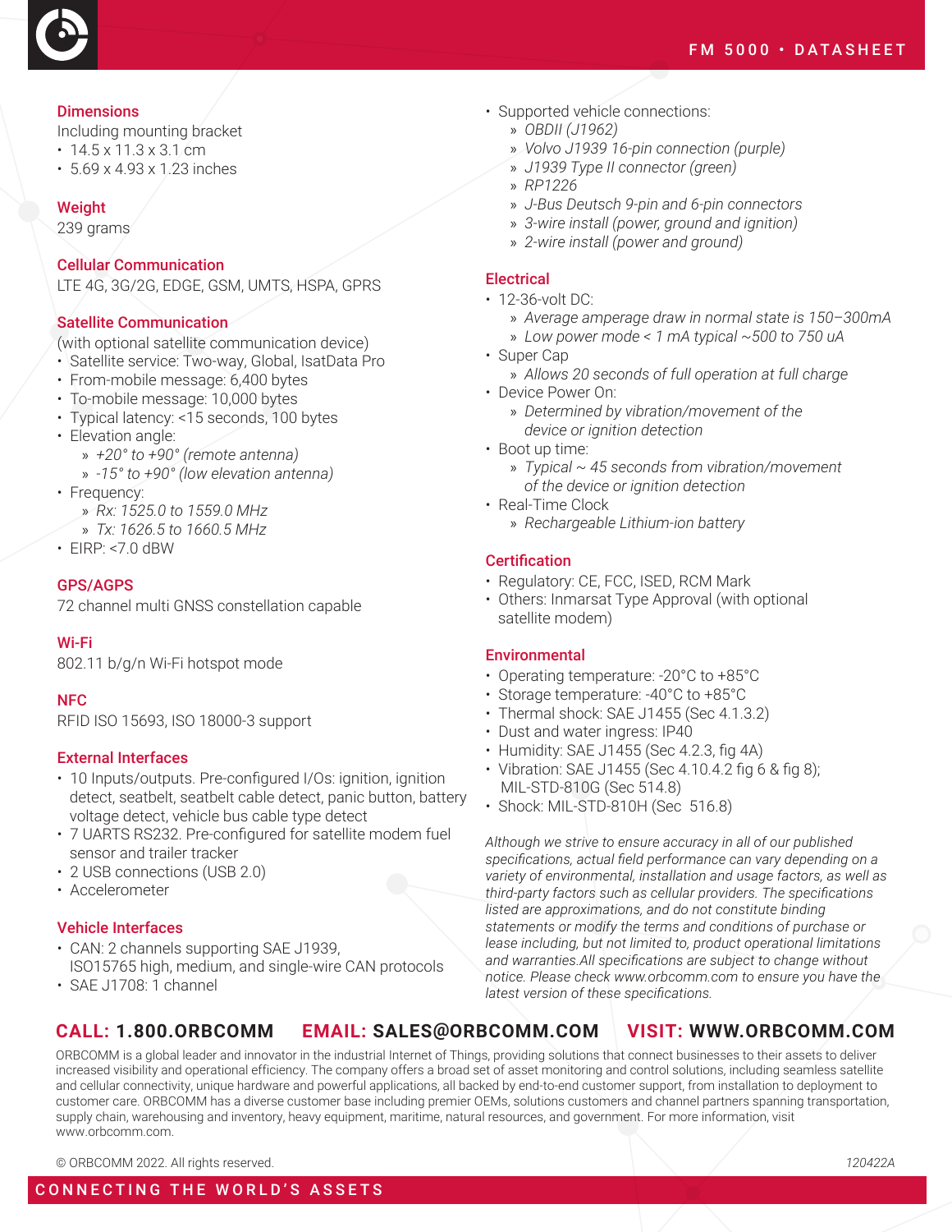## Dimensions

Including mounting bracket

- 14.5 x 11.3 x 3.1 cm
- 5.69 x 4.93 x 1.23 inches

## Weight

239 grams

## Cellular Communication

LTE 4G, 3G/2G, EDGE, GSM, UMTS, HSPA, GPRS

## Satellite Communication

(with optional satellite communication device)

- Satellite service: Two-way, Global, IsatData Pro
- From-mobile message: 6,400 bytes
- To-mobile message: 10,000 bytes
- Typical latency: <15 seconds, 100 bytes
- Elevation angle:
  - *+20° to +90° (remote antenna)*
  - *-15° to +90° (low elevation antenna)*
- Frequency:
  - *Rx: 1525.0 to 1559.0 MHz*
  - *Tx: 1626.5 to 1660.5 MHz*
- EIRP: <7.0 dBW

## GPS/AGPS

72 channel multi GNSS constellation capable

## Wi-Fi

802.11 b/g/n Wi-Fi hotspot mode

## NFC

RFID ISO 15693, ISO 18000-3 support

## External Interfaces

- 10 Inputs/outputs. Pre-configured I/Os: ignition, ignition detect, seatbelt, seatbelt cable detect, panic button, battery voltage detect, vehicle bus cable type detect
- 7 UARTS RS232. Pre-configured for satellite modem fuel sensor and trailer tracker
- 2 USB connections (USB 2.0)
- Accelerometer

## Vehicle Interfaces

- CAN: 2 channels supporting SAE J1939, ISO15765 high, medium, and single-wire CAN protocols
- SAE J1708: 1 channel
- Supported vehicle connections:
  - *OBDII (J1962)*
  - *Volvo J1939 16-pin connection (purple)*
  - *J1939 Type II connector (green)*
  - *RP1226*
  - *J-Bus Deutsch 9-pin and 6-pin connectors*
  - *3-wire install (power, ground and ignition)*
  - *2-wire install (power and ground)*

## Electrical

- 12-36-volt DC:
  - *Average amperage draw in normal state is 150–300mA*
  - *Low power mode < 1 mA typical ~500 to 750 uA*
- Super Cap
  - *Allows 20 seconds of full operation at full charge*
- Device Power On:
  - *Determined by vibration/movement of the device or ignition detection*
- Boot up time:
  - *Typical ~ 45 seconds from vibration/movement of the device or ignition detection*
- Real-Time Clock
  - *Rechargeable Lithium-ion battery*

## Certification

- Regulatory: CE, FCC, ISED, RCM Mark
- Others: Inmarsat Type Approval (with optional satellite modem)

## Environmental

- Operating temperature: -20°C to +85°C
- Storage temperature: -40°C to +85°C
- Thermal shock: SAE J1455 (Sec 4.1.3.2)
- Dust and water ingress: IP40
- Humidity: SAE J1455 (Sec 4.2.3, fig 4A)
- Vibration: SAE J1455 (Sec 4.10.4.2 fig 6 & fig 8); MIL-STD-810G (Sec 514.8)
- Shock: MIL-STD-810H (Sec 516.8)

*Although we strive to ensure accuracy in all of our published specifications, actual field performance can vary depending on a variety of environmental, installation and usage factors, as well as third-party factors such as cellular providers. The specifications listed are approximations, and do not constitute binding statements or modify the terms and conditions of purchase or lease including, but not limited to, product operational limitations and warranties.All specifications are subject to change without notice. Please check www.orbcomm.com to ensure you have the latest version of these specifications.*

**CALL: 1.800.ORBCOMM EMAIL: SALES@ORBCOMM.COM VISIT: WWW.ORBCOMM.COM**

ORBCOMM is a global leader and innovator in the industrial Internet of Things, providing solutions that connect businesses to their assets to deliver increased visibility and operational efficiency. The company offers a broad set of asset monitoring and control solutions, including seamless satellite and cellular connectivity, unique hardware and powerful applications, all backed by end-to-end customer support, from installation to deployment to customer care. ORBCOMM has a diverse customer base including premier OEMs, solutions customers and channel partners spanning transportation, supply chain, warehousing and inventory, heavy equipment, maritime, natural resources, and government. For more information, visit www.orbcomm.com.

© ORBCOMM 2022. All rights reserved. *120422A*

CONNECTING THE WORLD'S ASSETS